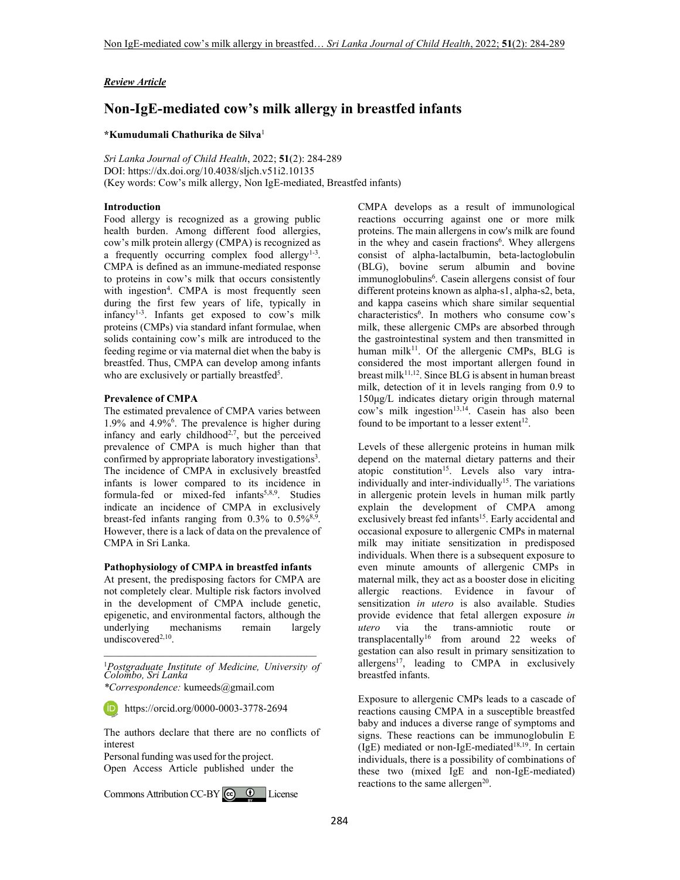*Review Article*

# Non-IgE-mediated cow's milk allergy in breastfed infants

**\*Kumudumali Chathurika de Silva**[1]

*Sri Lanka Journal of Child Health*, 2022; **51**(2): 284-289
DOI: https://dx.doi.org/10.4038/sljch.v51i2.10135
(Key words: Cow's milk allergy, Non IgE-mediated, Breastfed infants)

## Introduction

Food allergy is recognized as a growing public health burden. Among different food allergies, cow's milk protein allergy (CMPA) is recognized as a frequently occurring complex food allergy[1-3]. CMPA is defined as an immune-mediated response to proteins in cow's milk that occurs consistently with ingestion[4]. CMPA is most frequently seen during the first few years of life, typically in infancy[1-3]. Infants get exposed to cow's milk proteins (CMPs) via standard infant formulae, when solids containing cow's milk are introduced to the feeding regime or via maternal diet when the baby is breastfed. Thus, CMPA can develop among infants who are exclusively or partially breastfed[5].

## Prevalence of CMPA

The estimated prevalence of CMPA varies between 1.9% and 4.9%[6]. The prevalence is higher during infancy and early childhood[2,7], but the perceived prevalence of CMPA is much higher than that confirmed by appropriate laboratory investigations[3]. The incidence of CMPA in exclusively breastfed infants is lower compared to its incidence in formula-fed or mixed-fed infants[5,8,9]. Studies indicate an incidence of CMPA in exclusively breast-fed infants ranging from 0.3% to 0.5%[8,9]. However, there is a lack of data on the prevalence of CMPA in Sri Lanka.

## Pathophysiology of CMPA in breastfed infants

At present, the predisposing factors for CMPA are not completely clear. Multiple risk factors involved in the development of CMPA include genetic, epigenetic, and environmental factors, although the underlying mechanisms remain largely undiscovered[2,10].

CMPA develops as a result of immunological reactions occurring against one or more milk proteins. The main allergens in cow's milk are found in the whey and casein fractions[6]. Whey allergens consist of alpha-lactalbumin, beta-lactoglobulin (BLG), bovine serum albumin and bovine immunoglobulins[6]. Casein allergens consist of four different proteins known as alpha-s1, alpha-s2, beta, and kappa caseins which share similar sequential characteristics[6]. In mothers who consume cow's milk, these allergenic CMPs are absorbed through the gastrointestinal system and then transmitted in human milk[11]. Of the allergenic CMPs, BLG is considered the most important allergen found in breast milk[11,12]. Since BLG is absent in human breast milk, detection of it in levels ranging from 0.9 to 150μg/L indicates dietary origin through maternal cow's milk ingestion[13,14]. Casein has also been found to be important to a lesser extent[12].

Levels of these allergenic proteins in human milk depend on the maternal dietary patterns and their atopic constitution[15]. Levels also vary intra-individually and inter-individually[15]. The variations in allergenic protein levels in human milk partly explain the development of CMPA among exclusively breast fed infants[15]. Early accidental and occasional exposure to allergenic CMPs in maternal milk may initiate sensitization in predisposed individuals. When there is a subsequent exposure to even minute amounts of allergenic CMPs in maternal milk, they act as a booster dose in eliciting allergic reactions. Evidence in favour of sensitization *in utero* is also available. Studies provide evidence that fetal allergen exposure *in utero* via the trans-amniotic route or transplacentally[16] from around 22 weeks of gestation can also result in primary sensitization to allergens[17], leading to CMPA in exclusively breastfed infants.

Exposure to allergenic CMPs leads to a cascade of reactions causing CMPA in a susceptible breastfed baby and induces a diverse range of symptoms and signs. These reactions can be immunoglobulin E (IgE) mediated or non-IgE-mediated[18,19]. In certain individuals, there is a possibility of combinations of these two (mixed IgE and non-IgE-mediated) reactions to the same allergen[20].

---

[1]*Postgraduate Institute of Medicine, University of Colombo, Sri Lanka*

*\*Correspondence:* kumeeds@gmail.com

https://orcid.org/0000-0003-3778-2694

The authors declare that there are no conflicts of interest

Personal funding was used for the project.

Open Access Article published under the Commons Attribution CC-BY License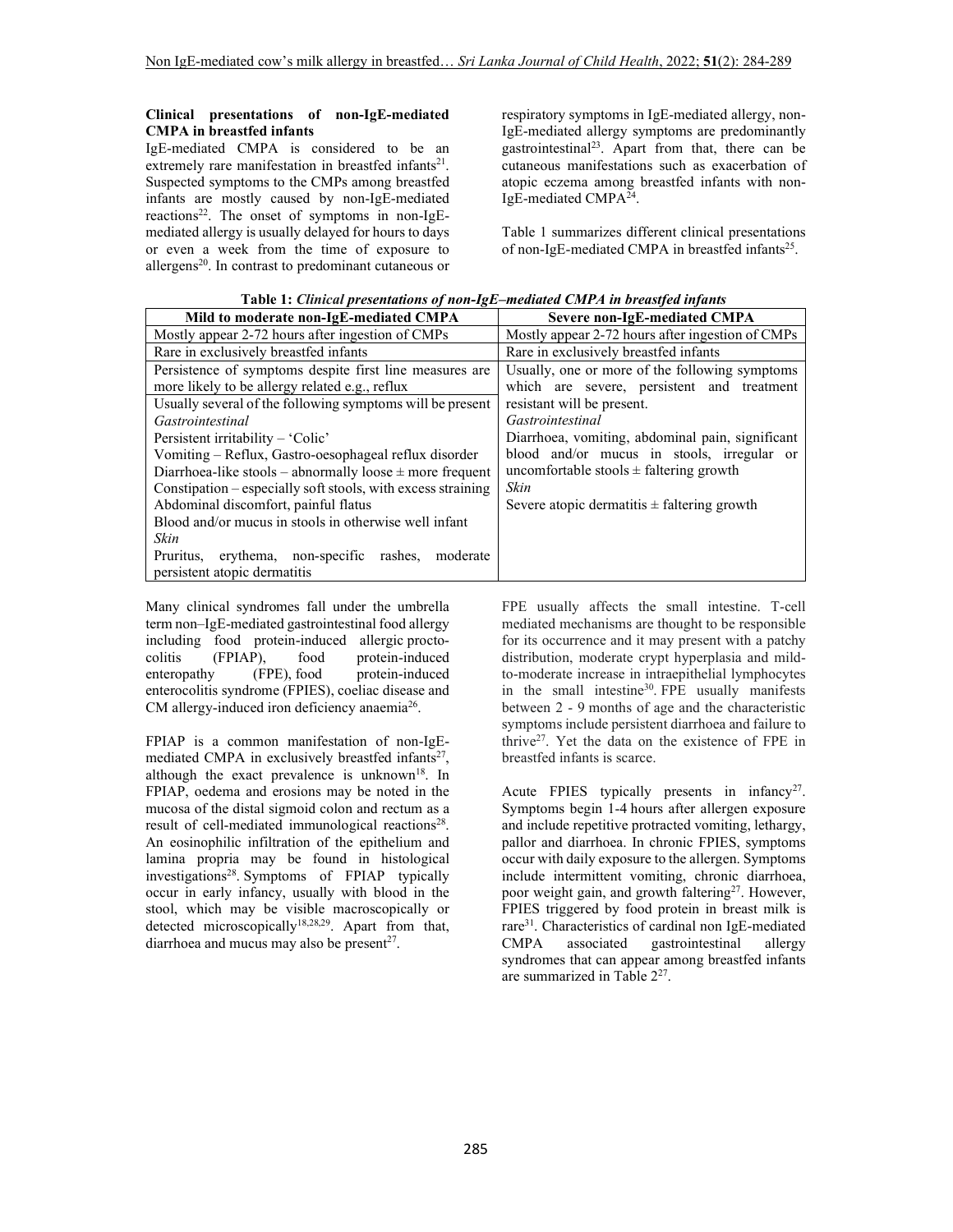**Clinical presentations of non-IgE-mediated CMPA in breastfed infants**

IgE-mediated CMPA is considered to be an extremely rare manifestation in breastfed infants[21]. Suspected symptoms to the CMPs among breastfed infants are mostly caused by non-IgE-mediated reactions[22]. The onset of symptoms in non-IgE-mediated allergy is usually delayed for hours to days or even a week from the time of exposure to allergens[20]. In contrast to predominant cutaneous or respiratory symptoms in IgE-mediated allergy, non-IgE-mediated allergy symptoms are predominantly gastrointestinal[23]. Apart from that, there can be cutaneous manifestations such as exacerbation of atopic eczema among breastfed infants with non-IgE-mediated CMPA[24].

Table 1 summarizes different clinical presentations of non-IgE-mediated CMPA in breastfed infants[25].

**Table 1:** ***Clinical presentations of non-IgE–mediated CMPA in breastfed infants***

| Mild to moderate non-IgE-mediated CMPA | Severe non-IgE-mediated CMPA |
|---|---|
| Mostly appear 2-72 hours after ingestion of CMPs | Mostly appear 2-72 hours after ingestion of CMPs |
| Rare in exclusively breastfed infants | Rare in exclusively breastfed infants |
| Persistence of symptoms despite first line measures are more likely to be allergy related e.g., reflux | Usually, one or more of the following symptoms which are severe, persistent and treatment resistant will be present.<br>*Gastrointestinal*<br>Diarrhoea, vomiting, abdominal pain, significant blood and/or mucus in stools, irregular or uncomfortable stools ± faltering growth<br>*Skin*<br>Severe atopic dermatitis ± faltering growth |
| Usually several of the following symptoms will be present<br>*Gastrointestinal*<br>Persistent irritability – 'Colic'<br>Vomiting – Reflux, Gastro-oesophageal reflux disorder<br>Diarrhoea-like stools – abnormally loose ± more frequent<br>Constipation – especially soft stools, with excess straining<br>Abdominal discomfort, painful flatus<br>Blood and/or mucus in stools in otherwise well infant<br>*Skin*<br>Pruritus, erythema, non-specific rashes, moderate persistent atopic dermatitis | |

Many clinical syndromes fall under the umbrella term non–IgE-mediated gastrointestinal food allergy including food protein-induced allergic proctocolitis (FPIAP), food protein-induced enteropathy (FPE), food protein-induced enterocolitis syndrome (FPIES), coeliac disease and CM allergy-induced iron deficiency anaemia[26].

FPIAP is a common manifestation of non-IgE-mediated CMPA in exclusively breastfed infants[27], although the exact prevalence is unknown[18]. In FPIAP, oedema and erosions may be noted in the mucosa of the distal sigmoid colon and rectum as a result of cell-mediated immunological reactions[28]. An eosinophilic infiltration of the epithelium and lamina propria may be found in histological investigations[28]. Symptoms of FPIAP typically occur in early infancy, usually with blood in the stool, which may be visible macroscopically or detected microscopically[18,28,29]. Apart from that, diarrhoea and mucus may also be present[27].

FPE usually affects the small intestine. T-cell mediated mechanisms are thought to be responsible for its occurrence and it may present with a patchy distribution, moderate crypt hyperplasia and mild-to-moderate increase in intraepithelial lymphocytes in the small intestine[30]. FPE usually manifests between 2 - 9 months of age and the characteristic symptoms include persistent diarrhoea and failure to thrive[27]. Yet the data on the existence of FPE in breastfed infants is scarce.

Acute FPIES typically presents in infancy[27]. Symptoms begin 1-4 hours after allergen exposure and include repetitive protracted vomiting, lethargy, pallor and diarrhoea. In chronic FPIES, symptoms occur with daily exposure to the allergen. Symptoms include intermittent vomiting, chronic diarrhoea, poor weight gain, and growth faltering[27]. However, FPIES triggered by food protein in breast milk is rare[31]. Characteristics of cardinal non IgE-mediated CMPA associated gastrointestinal allergy syndromes that can appear among breastfed infants are summarized in Table 2[27].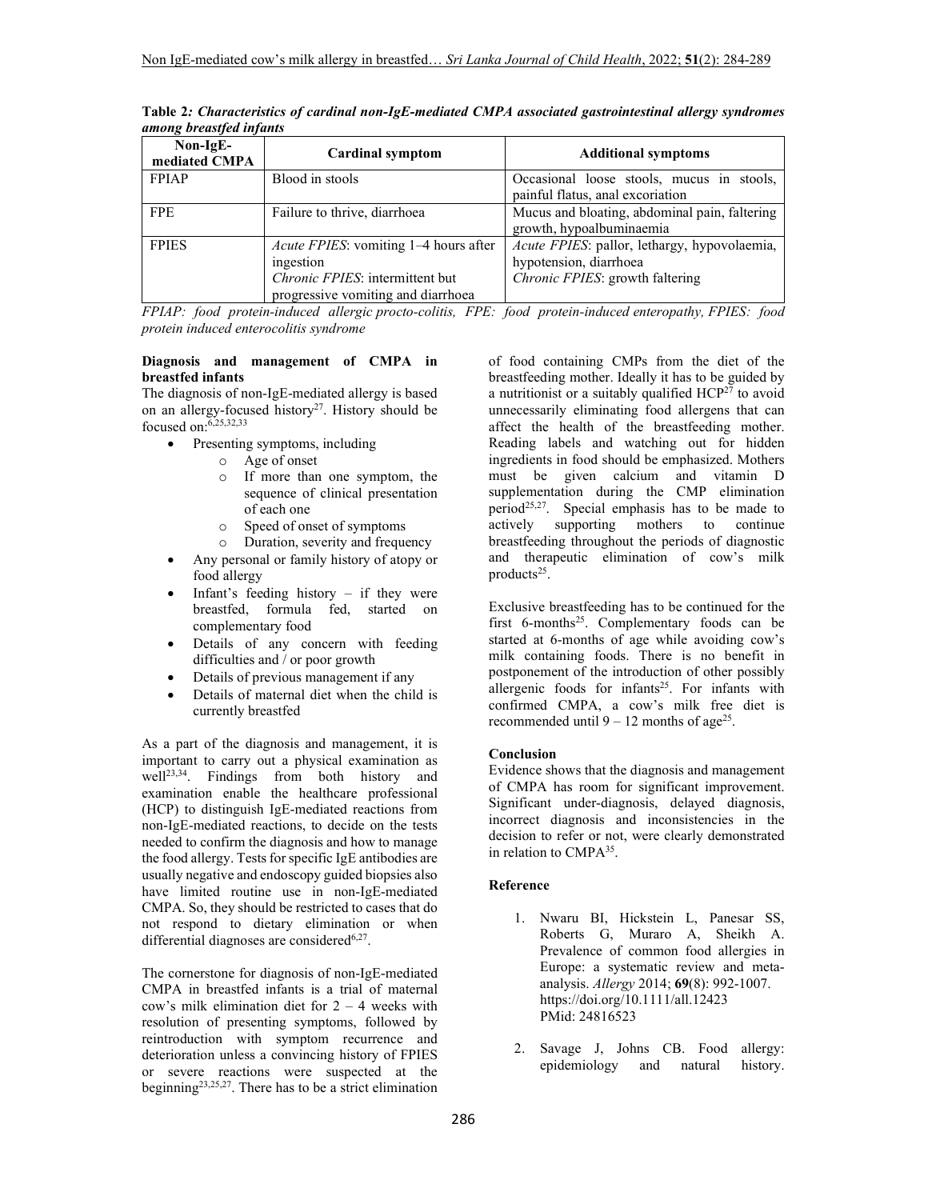**Table 2*: Characteristics of cardinal non-IgE-mediated CMPA associated gastrointestinal allergy syndromes among breastfed infants***

| Non-IgE-mediated CMPA | Cardinal symptom | Additional symptoms |
|---|---|---|
| FPIAP | Blood in stools | Occasional loose stools, mucus in stools, painful flatus, anal excoriation |
| FPE | Failure to thrive, diarrhoea | Mucus and bloating, abdominal pain, faltering growth, hypoalbuminaemia |
| FPIES | *Acute FPIES*: vomiting 1–4 hours after ingestion<br>*Chronic FPIES*: intermittent but progressive vomiting and diarrhoea | *Acute FPIES*: pallor, lethargy, hypovolaemia, hypotension, diarrhoea<br>*Chronic FPIES*: growth faltering |

*FPIAP: food protein-induced allergic procto-colitis, FPE: food protein-induced enteropathy, FPIES: food protein induced enterocolitis syndrome*

**Diagnosis and management of CMPA in breastfed infants**

The diagnosis of non-IgE-mediated allergy is based on an allergy-focused history[27]. History should be focused on:[6,25,32,33]

- Presenting symptoms, including
  - Age of onset
  - If more than one symptom, the sequence of clinical presentation of each one
  - Speed of onset of symptoms
  - Duration, severity and frequency
- Any personal or family history of atopy or food allergy
- Infant's feeding history – if they were breastfed, formula fed, started on complementary food
- Details of any concern with feeding difficulties and / or poor growth
- Details of previous management if any
- Details of maternal diet when the child is currently breastfed

As a part of the diagnosis and management, it is important to carry out a physical examination as well[23,34]. Findings from both history and examination enable the healthcare professional (HCP) to distinguish IgE-mediated reactions from non-IgE-mediated reactions, to decide on the tests needed to confirm the diagnosis and how to manage the food allergy. Tests for specific IgE antibodies are usually negative and endoscopy guided biopsies also have limited routine use in non-IgE-mediated CMPA. So, they should be restricted to cases that do not respond to dietary elimination or when differential diagnoses are considered[6,27].

The cornerstone for diagnosis of non-IgE-mediated CMPA in breastfed infants is a trial of maternal cow's milk elimination diet for 2 – 4 weeks with resolution of presenting symptoms, followed by reintroduction with symptom recurrence and deterioration unless a convincing history of FPIES or severe reactions were suspected at the beginning[23,25,27]. There has to be a strict elimination of food containing CMPs from the diet of the breastfeeding mother. Ideally it has to be guided by a nutritionist or a suitably qualified HCP[27] to avoid unnecessarily eliminating food allergens that can affect the health of the breastfeeding mother. Reading labels and watching out for hidden ingredients in food should be emphasized. Mothers must be given calcium and vitamin D supplementation during the CMP elimination period[25,27]. Special emphasis has to be made to actively supporting mothers to continue breastfeeding throughout the periods of diagnostic and therapeutic elimination of cow's milk products[25].

Exclusive breastfeeding has to be continued for the first 6-months[25]. Complementary foods can be started at 6-months of age while avoiding cow's milk containing foods. There is no benefit in postponement of the introduction of other possibly allergenic foods for infants[25]. For infants with confirmed CMPA, a cow's milk free diet is recommended until 9 – 12 months of age[25].

**Conclusion**

Evidence shows that the diagnosis and management of CMPA has room for significant improvement. Significant under-diagnosis, delayed diagnosis, incorrect diagnosis and inconsistencies in the decision to refer or not, were clearly demonstrated in relation to CMPA[35].

**Reference**

1. Nwaru BI, Hickstein L, Panesar SS, Roberts G, Muraro A, Sheikh A. Prevalence of common food allergies in Europe: a systematic review and meta-analysis. *Allergy* 2014; **69**(8): 992-1007. https://doi.org/10.1111/all.12423 PMid: 24816523

2. Savage J, Johns CB. Food allergy: epidemiology and natural history.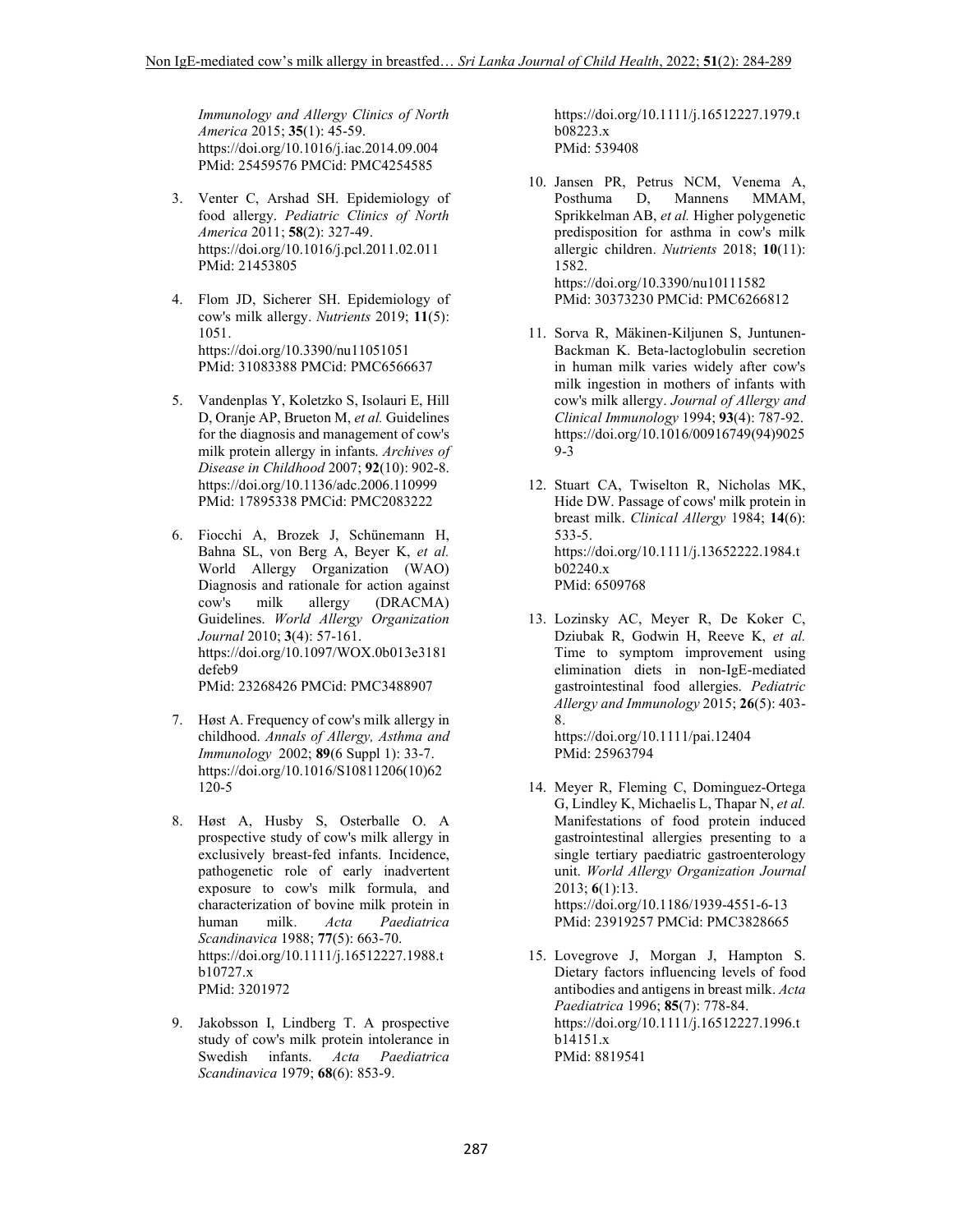*Immunology and Allergy Clinics of North America* 2015; **35**(1): 45-59. https://doi.org/10.1016/j.iac.2014.09.004 PMid: 25459576 PMCid: PMC4254585

3. Venter C, Arshad SH. Epidemiology of food allergy. *Pediatric Clinics of North America* 2011; **58**(2): 327-49. https://doi.org/10.1016/j.pcl.2011.02.011 PMid: 21453805

4. Flom JD, Sicherer SH. Epidemiology of cow's milk allergy. *Nutrients* 2019; **11**(5): 1051. https://doi.org/10.3390/nu11051051 PMid: 31083388 PMCid: PMC6566637

5. Vandenplas Y, Koletzko S, Isolauri E, Hill D, Oranje AP, Brueton M, *et al.* Guidelines for the diagnosis and management of cow's milk protein allergy in infants. *Archives of Disease in Childhood* 2007; **92**(10): 902-8. https://doi.org/10.1136/adc.2006.110999 PMid: 17895338 PMCid: PMC2083222

6. Fiocchi A, Brozek J, Schünemann H, Bahna SL, von Berg A, Beyer K, *et al.* World Allergy Organization (WAO) Diagnosis and rationale for action against cow's milk allergy (DRACMA) Guidelines. *World Allergy Organization Journal* 2010; **3**(4): 57-161. https://doi.org/10.1097/WOX.0b013e3181defeb9 PMid: 23268426 PMCid: PMC3488907

7. Høst A. Frequency of cow's milk allergy in childhood. *Annals of Allergy, Asthma and Immunology* 2002; **89**(6 Suppl 1): 33-7. https://doi.org/10.1016/S10811206(10)62120-5

8. Høst A, Husby S, Osterballe O. A prospective study of cow's milk allergy in exclusively breast-fed infants. Incidence, pathogenetic role of early inadvertent exposure to cow's milk formula, and characterization of bovine milk protein in human milk. *Acta Paediatrica Scandinavica* 1988; **77**(5): 663-70. https://doi.org/10.1111/j.16512227.1988.tb10727.x PMid: 3201972

9. Jakobsson I, Lindberg T. A prospective study of cow's milk protein intolerance in Swedish infants. *Acta Paediatrica Scandinavica* 1979; **68**(6): 853-9. https://doi.org/10.1111/j.16512227.1979.tb08223.x PMid: 539408

10. Jansen PR, Petrus NCM, Venema A, Posthuma D, Mannens MMAM, Sprikkelman AB, *et al.* Higher polygenetic predisposition for asthma in cow's milk allergic children. *Nutrients* 2018; **10**(11): 1582. https://doi.org/10.3390/nu10111582 PMid: 30373230 PMCid: PMC6266812

11. Sorva R, Mäkinen-Kiljunen S, Juntunen-Backman K. Beta-lactoglobulin secretion in human milk varies widely after cow's milk ingestion in mothers of infants with cow's milk allergy. *Journal of Allergy and Clinical Immunology* 1994; **93**(4): 787-92. https://doi.org/10.1016/00916749(94)90259-3

12. Stuart CA, Twiselton R, Nicholas MK, Hide DW. Passage of cows' milk protein in breast milk. *Clinical Allergy* 1984; **14**(6): 533-5. https://doi.org/10.1111/j.13652222.1984.tb02240.x PMid: 6509768

13. Lozinsky AC, Meyer R, De Koker C, Dziubak R, Godwin H, Reeve K, *et al.* Time to symptom improvement using elimination diets in non-IgE-mediated gastrointestinal food allergies. *Pediatric Allergy and Immunology* 2015; **26**(5): 403-8. https://doi.org/10.1111/pai.12404 PMid: 25963794

14. Meyer R, Fleming C, Dominguez-Ortega G, Lindley K, Michaelis L, Thapar N, *et al.* Manifestations of food protein induced gastrointestinal allergies presenting to a single tertiary paediatric gastroenterology unit. *World Allergy Organization Journal* 2013; **6**(1):13. https://doi.org/10.1186/1939-4551-6-13 PMid: 23919257 PMCid: PMC3828665

15. Lovegrove J, Morgan J, Hampton S. Dietary factors influencing levels of food antibodies and antigens in breast milk. *Acta Paediatrica* 1996; **85**(7): 778-84. https://doi.org/10.1111/j.16512227.1996.tb14151.x PMid: 8819541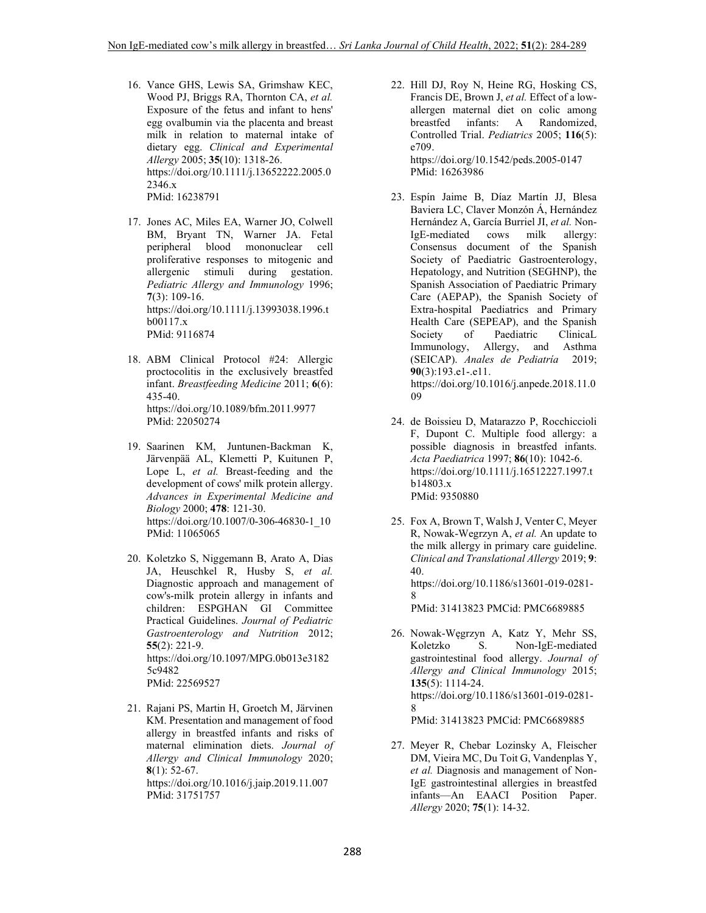16. Vance GHS, Lewis SA, Grimshaw KEC, Wood PJ, Briggs RA, Thornton CA, *et al.* Exposure of the fetus and infant to hens' egg ovalbumin via the placenta and breast milk in relation to maternal intake of dietary egg. *Clinical and Experimental Allergy* 2005; **35**(10): 1318-26. https://doi.org/10.1111/j.13652222.2005.02346.x PMid: 16238791

17. Jones AC, Miles EA, Warner JO, Colwell BM, Bryant TN, Warner JA. Fetal peripheral blood mononuclear cell proliferative responses to mitogenic and allergenic stimuli during gestation. *Pediatric Allergy and Immunology* 1996; **7**(3): 109-16. https://doi.org/10.1111/j.13993038.1996.tb00117.x PMid: 9116874

18. ABM Clinical Protocol #24: Allergic proctocolitis in the exclusively breastfed infant. *Breastfeeding Medicine* 2011; **6**(6): 435-40. https://doi.org/10.1089/bfm.2011.9977 PMid: 22050274

19. Saarinen KM, Juntunen-Backman K, Järvenpää AL, Klemetti P, Kuitunen P, Lope L, *et al.* Breast-feeding and the development of cows' milk protein allergy. *Advances in Experimental Medicine and Biology* 2000; **478**: 121-30. https://doi.org/10.1007/0-306-46830-1_10 PMid: 11065065

20. Koletzko S, Niggemann B, Arato A, Dias JA, Heuschkel R, Husby S, *et al.* Diagnostic approach and management of cow's-milk protein allergy in infants and children: ESPGHAN GI Committee Practical Guidelines. *Journal of Pediatric Gastroenterology and Nutrition* 2012; **55**(2): 221-9. https://doi.org/10.1097/MPG.0b013e31825c9482 PMid: 22569527

21. Rajani PS, Martin H, Groetch M, Järvinen KM. Presentation and management of food allergy in breastfed infants and risks of maternal elimination diets. *Journal of Allergy and Clinical Immunology* 2020; **8**(1): 52-67. https://doi.org/10.1016/j.jaip.2019.11.007 PMid: 31751757

22. Hill DJ, Roy N, Heine RG, Hosking CS, Francis DE, Brown J, *et al.* Effect of a low-allergen maternal diet on colic among breastfed infants: A Randomized, Controlled Trial. *Pediatrics* 2005; **116**(5): e709. https://doi.org/10.1542/peds.2005-0147 PMid: 16263986

23. Espín Jaime B, Díaz Martín JJ, Blesa Baviera LC, Claver Monzón Á, Hernández Hernández A, García Burriel JI, *et al.* Non-IgE-mediated cows milk allergy: Consensus document of the Spanish Society of Paediatric Gastroenterology, Hepatology, and Nutrition (SEGHNP), the Spanish Association of Paediatric Primary Care (AEPAP), the Spanish Society of Extra-hospital Paediatrics and Primary Health Care (SEPEAP), and the Spanish Society of Paediatric ClinicaL Immunology, Allergy, and Asthma (SEICAP). *Anales de Pediatría* 2019; **90**(3):193.e1-.e11. https://doi.org/10.1016/j.anpede.2018.11.009

24. de Boissieu D, Matarazzo P, Rocchiccioli F, Dupont C. Multiple food allergy: a possible diagnosis in breastfed infants. *Acta Paediatrica* 1997; **86**(10): 1042-6. https://doi.org/10.1111/j.16512227.1997.tb14803.x PMid: 9350880

25. Fox A, Brown T, Walsh J, Venter C, Meyer R, Nowak-Wegrzyn A, *et al.* An update to the milk allergy in primary care guideline. *Clinical and Translational Allergy* 2019; **9**: 40. https://doi.org/10.1186/s13601-019-0281-8 PMid: 31413823 PMCid: PMC6689885

26. Nowak-Węgrzyn A, Katz Y, Mehr SS, Koletzko S. Non-IgE-mediated gastrointestinal food allergy. *Journal of Allergy and Clinical Immunology* 2015; **135**(5): 1114-24. https://doi.org/10.1186/s13601-019-0281-8 PMid: 31413823 PMCid: PMC6689885

27. Meyer R, Chebar Lozinsky A, Fleischer DM, Vieira MC, Du Toit G, Vandenplas Y, *et al.* Diagnosis and management of Non-IgE gastrointestinal allergies in breastfed infants—An EAACI Position Paper. *Allergy* 2020; **75**(1): 14-32.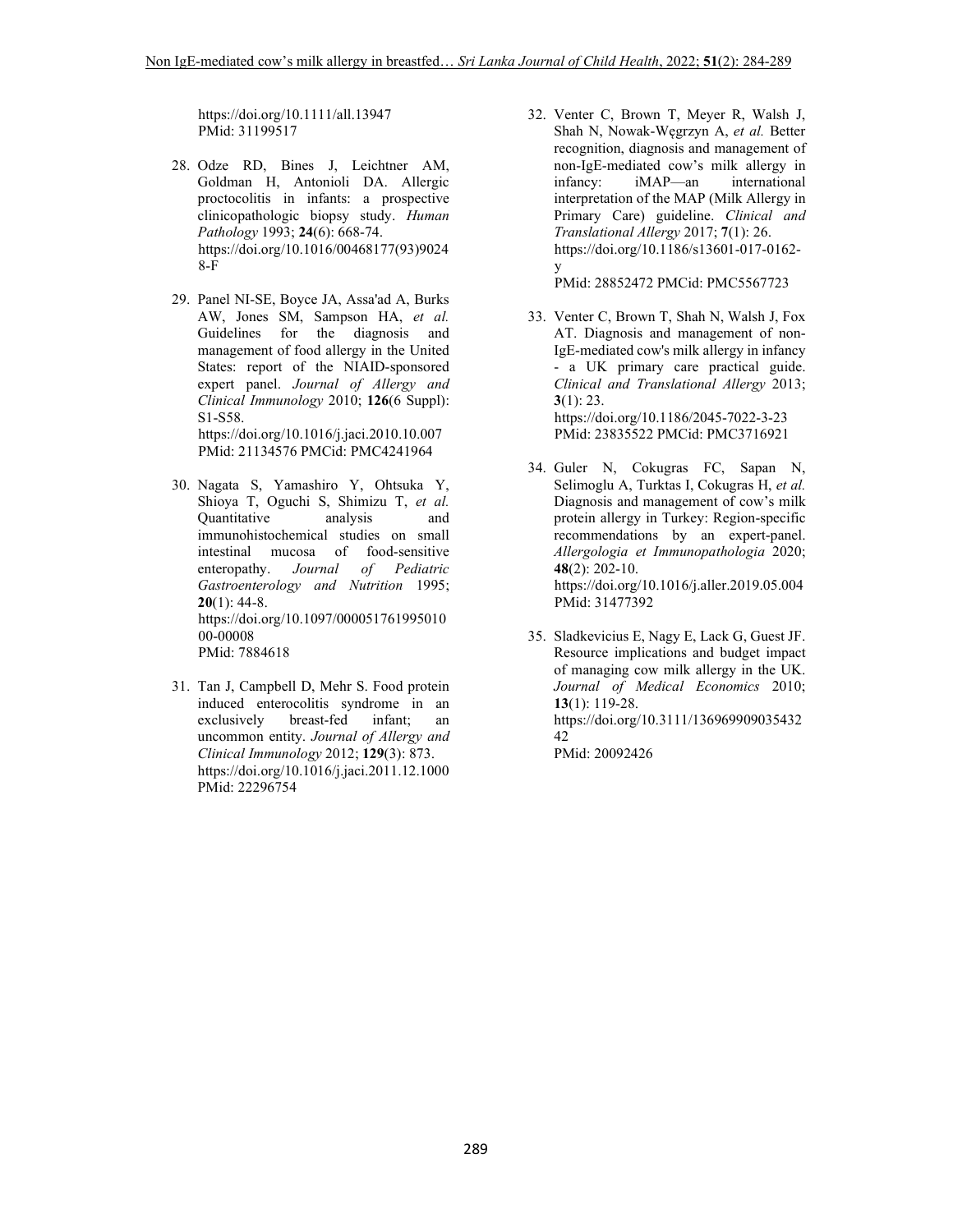https://doi.org/10.1111/all.13947
PMid: 31199517

28. Odze RD, Bines J, Leichtner AM, Goldman H, Antonioli DA. Allergic proctocolitis in infants: a prospective clinicopathologic biopsy study. *Human Pathology* 1993; **24**(6): 668-74. https://doi.org/10.1016/00468177(93)90248-F

29. Panel NI-SE, Boyce JA, Assa'ad A, Burks AW, Jones SM, Sampson HA, *et al.* Guidelines for the diagnosis and management of food allergy in the United States: report of the NIAID-sponsored expert panel. *Journal of Allergy and Clinical Immunology* 2010; **126**(6 Suppl): S1-S58. https://doi.org/10.1016/j.jaci.2010.10.007 PMid: 21134576 PMCid: PMC4241964

30. Nagata S, Yamashiro Y, Ohtsuka Y, Shioya T, Oguchi S, Shimizu T, *et al.* Quantitative analysis and immunohistochemical studies on small intestinal mucosa of food-sensitive enteropathy. *Journal of Pediatric Gastroenterology and Nutrition* 1995; **20**(1): 44-8. https://doi.org/10.1097/00005176199501000-00008 PMid: 7884618

31. Tan J, Campbell D, Mehr S. Food protein induced enterocolitis syndrome in an exclusively breast-fed infant; an uncommon entity. *Journal of Allergy and Clinical Immunology* 2012; **129**(3): 873. https://doi.org/10.1016/j.jaci.2011.12.1000 PMid: 22296754

32. Venter C, Brown T, Meyer R, Walsh J, Shah N, Nowak-Węgrzyn A, *et al.* Better recognition, diagnosis and management of non-IgE-mediated cow's milk allergy in infancy: iMAP—an international interpretation of the MAP (Milk Allergy in Primary Care) guideline. *Clinical and Translational Allergy* 2017; **7**(1): 26. https://doi.org/10.1186/s13601-017-0162-y PMid: 28852472 PMCid: PMC5567723

33. Venter C, Brown T, Shah N, Walsh J, Fox AT. Diagnosis and management of non-IgE-mediated cow's milk allergy in infancy - a UK primary care practical guide. *Clinical and Translational Allergy* 2013; **3**(1): 23. https://doi.org/10.1186/2045-7022-3-23 PMid: 23835522 PMCid: PMC3716921

34. Guler N, Cokugras FC, Sapan N, Selimoglu A, Turktas I, Cokugras H, *et al.* Diagnosis and management of cow's milk protein allergy in Turkey: Region-specific recommendations by an expert-panel. *Allergologia et Immunopathologia* 2020; **48**(2): 202-10. https://doi.org/10.1016/j.aller.2019.05.004 PMid: 31477392

35. Sladkevicius E, Nagy E, Lack G, Guest JF. Resource implications and budget impact of managing cow milk allergy in the UK. *Journal of Medical Economics* 2010; **13**(1): 119-28. https://doi.org/10.3111/13696990903543242 PMid: 20092426